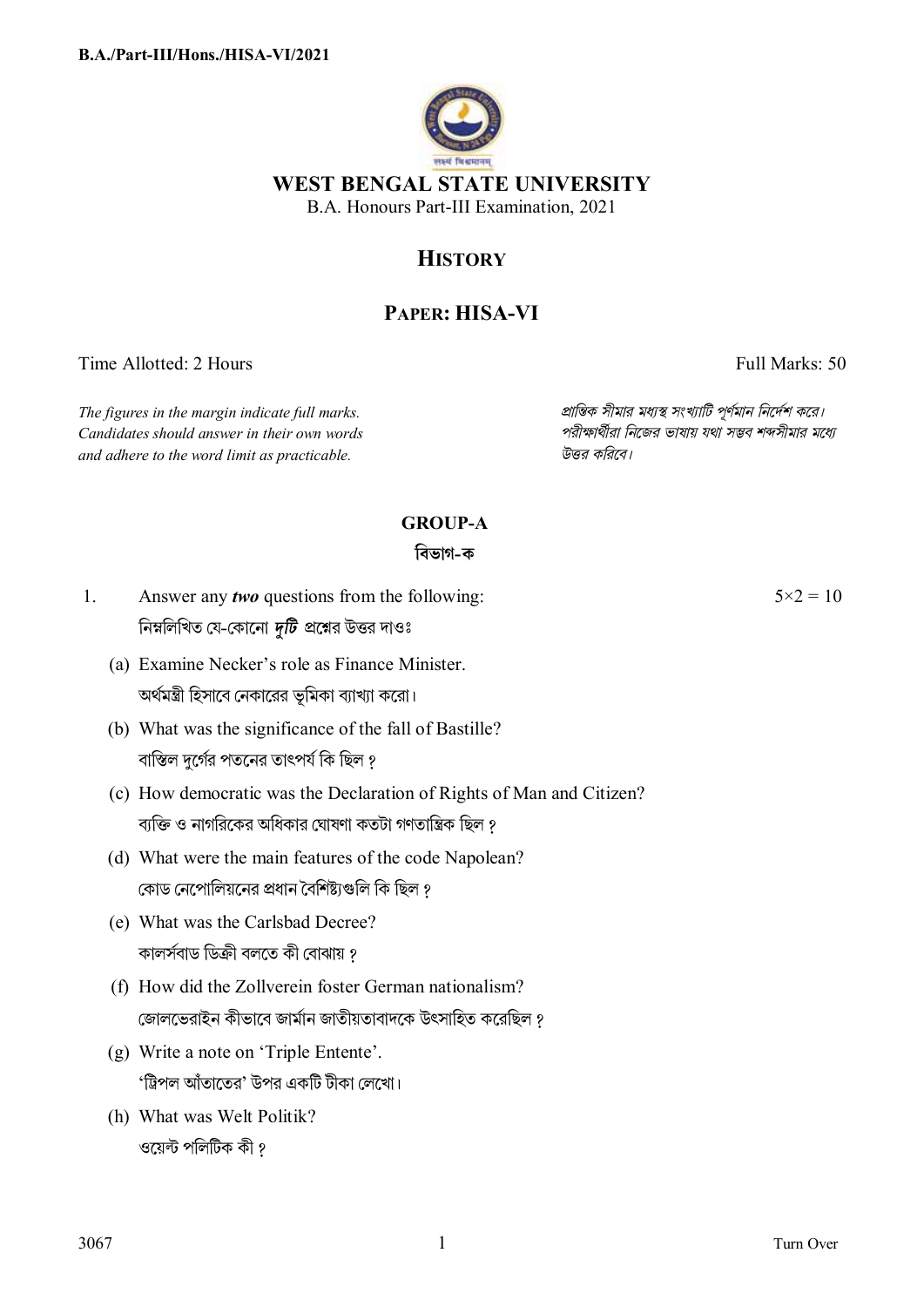B.A./Part-III/Hons./HISA-VI/2021

# WEST BENGAL STATE UNIVERSITY

B.A. Honours Part-III Examination, 2021

## HISTORY

## PAPER: HISA-VI

Time Allotted: 2 Hours — Full Marks: 50

*The figures in the margin indicate full marks. Candidates should answer in their own words and adhere to the word limit as practicable.*

*প্রান্তিক সীমার মধ্যস্থ সংখ্যাটি পূর্ণমান নির্দেশ করে। পরীক্ষার্থীরা নিজের ভাষায় যথা সম্ভব শব্দসীমার মধ্যে উত্তর করিবে।*

### GROUP-A

### বিভাগ-ক

1. Answer any ***two*** questions from the following: — 5×2 = 10

   নিম্নলিখিত যে-কোনো ***দুটি*** প্রশ্নের উত্তর দাওঃ

   (a) Examine Necker's role as Finance Minister.
   অর্থমন্ত্রী হিসাবে নেকারের ভূমিকা ব্যাখ্যা করো।

   (b) What was the significance of the fall of Bastille?
   বাস্তিল দুর্গের পতনের তাৎপর্য কি ছিল ?

   (c) How democratic was the Declaration of Rights of Man and Citizen?
   ব্যক্তি ও নাগরিকের অধিকার ঘোষণা কতটা গণতান্ত্রিক ছিল ?

   (d) What were the main features of the code Napolean?
   কোড নেপোলিয়নের প্রধান বৈশিষ্ট্যগুলি কি ছিল ?

   (e) What was the Carlsbad Decree?
   কালর্সবাড ডিক্রী বলতে কী বোঝায় ?

   (f) How did the Zollverein foster German nationalism?
   জোলভেরাইন কীভাবে জার্মান জাতীয়তাবাদকে উৎসাহিত করেছিল ?

   (g) Write a note on 'Triple Entente'.
   'ট্রিপল আঁতাতের' উপর একটি টীকা লেখো।

   (h) What was Welt Politik?
   ওয়েল্ট পলিটিক কী ?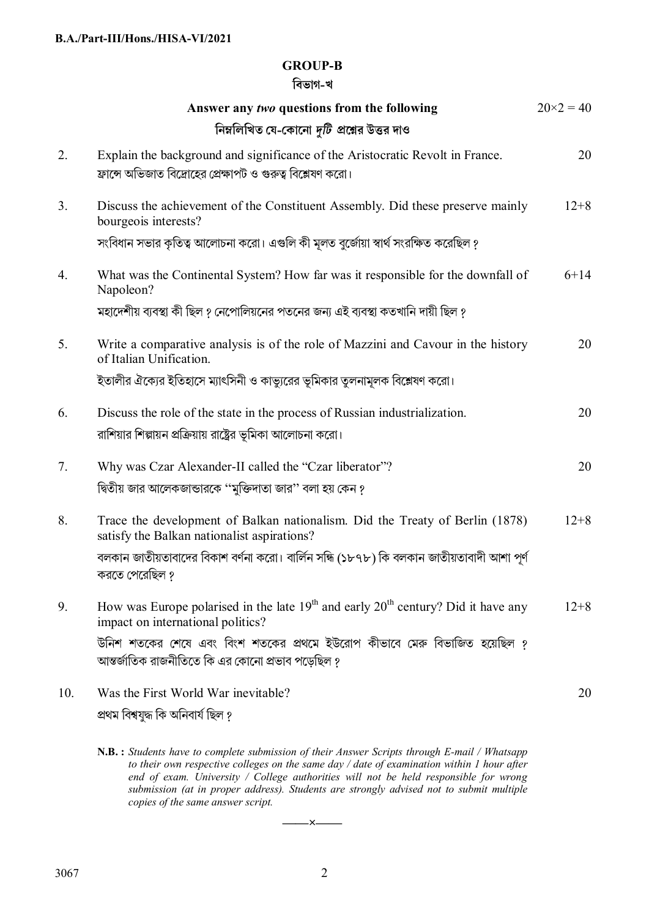## GROUP-B

### বিভাগ-খ

**Answer any *two* questions from the following** $20\times2 = 40$

**নিম্নলিখিত যে-কোনো *দুটি* প্রশ্নের উত্তর দাও**

2. Explain the background and significance of the Aristocratic Revolt in France. 20

   ফ্রান্সে অভিজাত বিদ্রোহের প্রেক্ষাপট ও গুরুত্ব বিশ্লেষণ করো।

3. Discuss the achievement of the Constituent Assembly. Did these preserve mainly bourgeois interests? 12+8

   সংবিধান সভার কৃতিত্ব আলোচনা করো। এগুলি কী মূলত বুর্জোয়া স্বার্থ সংরক্ষিত করেছিল ?

4. What was the Continental System? How far was it responsible for the downfall of Napoleon? 6+14

   মহাদেশীয় ব্যবস্থা কী ছিল ? নেপোলিয়নের পতনের জন্য এই ব্যবস্থা কতখানি দায়ী ছিল ?

5. Write a comparative analysis is of the role of Mazzini and Cavour in the history of Italian Unification. 20

   ইতালীর ঐক্যের ইতিহাসে ম্যাৎসিনী ও কাভুরের ভূমিকার তুলনামূলক বিশ্লেষণ করো।

6. Discuss the role of the state in the process of Russian industrialization. 20

   রাশিয়ার শিল্পায়ন প্রক্রিয়ায় রাষ্ট্রের ভূমিকা আলোচনা করো।

7. Why was Czar Alexander-II called the "Czar liberator"? 20

   দ্বিতীয় জার আলেকজান্ডারকে "মুক্তিদাতা জার" বলা হয় কেন ?

8. Trace the development of Balkan nationalism. Did the Treaty of Berlin (1878) satisfy the Balkan nationalist aspirations? 12+8

   বলকান জাতীয়তাবাদের বিকাশ বর্ণনা করো। বার্লিন সন্ধি (১৮৭৮) কি বলকান জাতীয়তাবাদী আশা পূর্ণ করতে পেরেছিল ?

9. How was Europe polarised in the late 19th and early 20th century? Did it have any impact on international politics? 12+8

   উনিশ শতকের শেষে এবং বিংশ শতকের প্রথমে ইউরোপ কীভাবে মেরু বিভাজিত হয়েছিল ? আন্তর্জাতিক রাজনীতিতে কি এর কোনো প্রভাব পড়েছিল ?

10. Was the First World War inevitable? 20

    প্রথম বিশ্বযুদ্ধ কি অনিবার্য ছিল ?

**N.B. :** *Students have to complete submission of their Answer Scripts through E-mail / Whatsapp to their own respective colleges on the same day / date of examination within 1 hour after end of exam. University / College authorities will not be held responsible for wrong submission (at in proper address). Students are strongly advised not to submit multiple copies of the same answer script.*

——×——